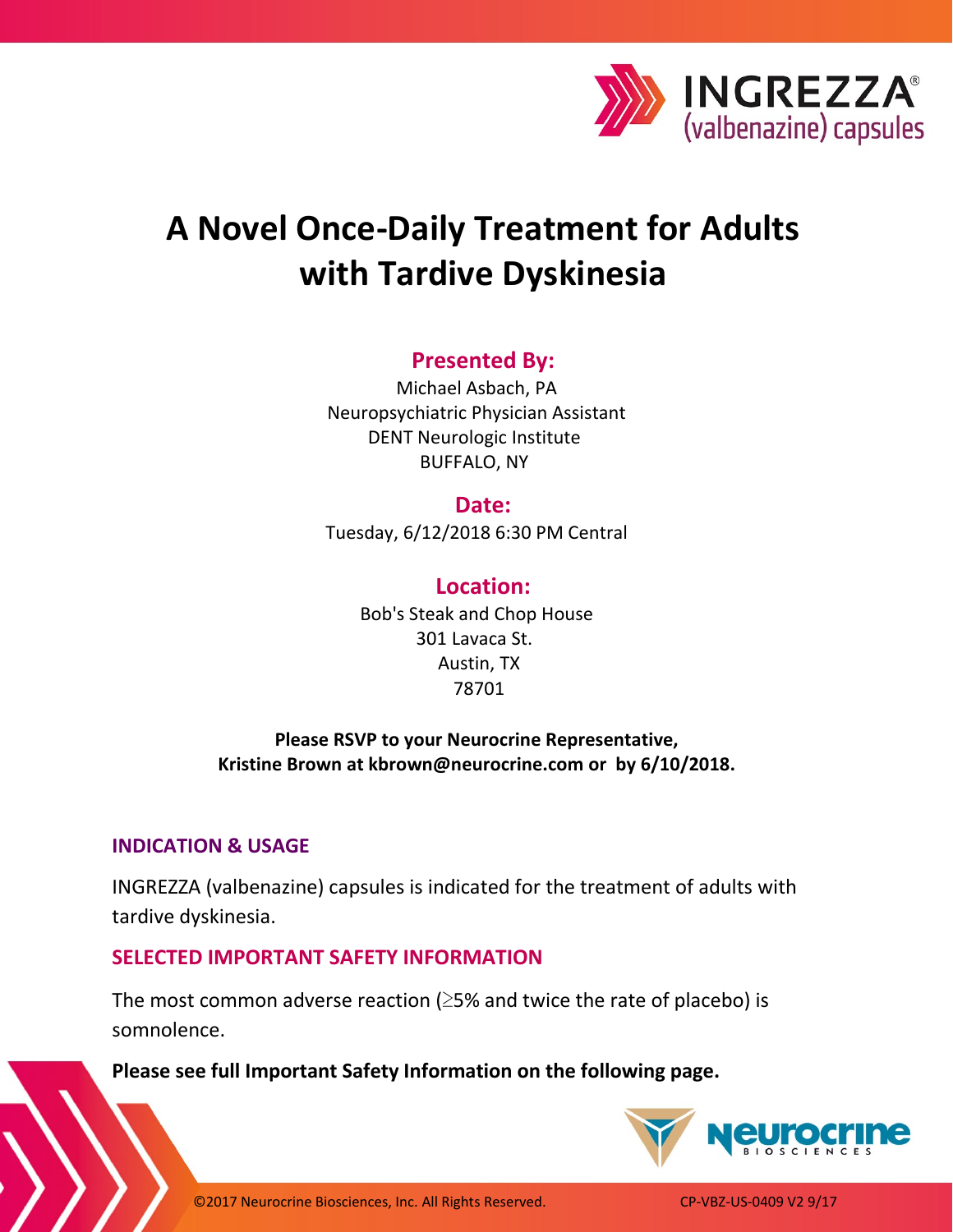INGREZZA®
(valbenazine) capsules

# A Novel Once-Daily Treatment for Adults with Tardive Dyskinesia

## Presented By:

Michael Asbach, PA
Neuropsychiatric Physician Assistant
DENT Neurologic Institute
BUFFALO, NY

## Date:

Tuesday, 6/12/2018 6:30 PM Central

## Location:

Bob's Steak and Chop House
301 Lavaca St.
Austin, TX
78701

**Please RSVP to your Neurocrine Representative, Kristine Brown at kbrown@neurocrine.com or by 6/10/2018.**

### INDICATION & USAGE

INGREZZA (valbenazine) capsules is indicated for the treatment of adults with tardive dyskinesia.

### SELECTED IMPORTANT SAFETY INFORMATION

The most common adverse reaction (≥5% and twice the rate of placebo) is somnolence.

**Please see full Important Safety Information on the following page.**

Neurocrine BIOSCIENCES

©2017 Neurocrine Biosciences, Inc. All Rights Reserved.

CP-VBZ-US-0409 V2 9/17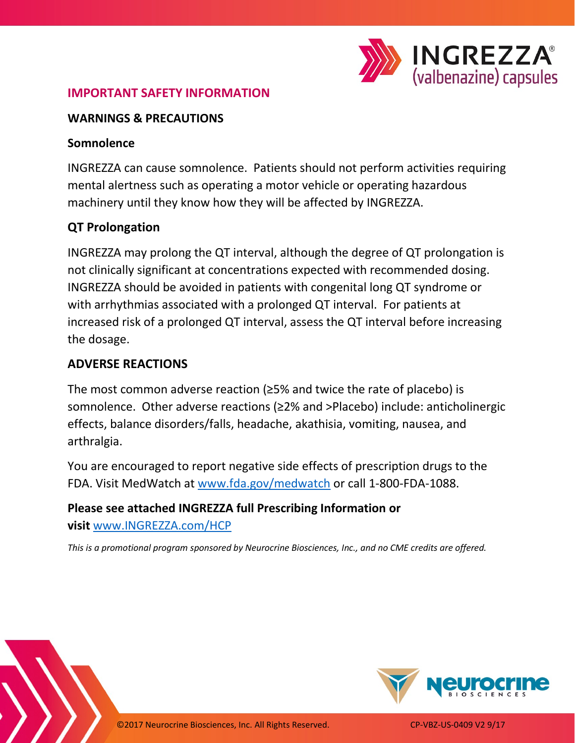INGREZZA® (valbenazine) capsules

## IMPORTANT SAFETY INFORMATION

### WARNINGS & PRECAUTIONS

#### Somnolence

INGREZZA can cause somnolence. Patients should not perform activities requiring mental alertness such as operating a motor vehicle or operating hazardous machinery until they know how they will be affected by INGREZZA.

#### QT Prolongation

INGREZZA may prolong the QT interval, although the degree of QT prolongation is not clinically significant at concentrations expected with recommended dosing. INGREZZA should be avoided in patients with congenital long QT syndrome or with arrhythmias associated with a prolonged QT interval. For patients at increased risk of a prolonged QT interval, assess the QT interval before increasing the dosage.

### ADVERSE REACTIONS

The most common adverse reaction (≥5% and twice the rate of placebo) is somnolence. Other adverse reactions (≥2% and >Placebo) include: anticholinergic effects, balance disorders/falls, headache, akathisia, vomiting, nausea, and arthralgia.

You are encouraged to report negative side effects of prescription drugs to the FDA. Visit MedWatch at www.fda.gov/medwatch or call 1-800-FDA-1088.

**Please see attached INGREZZA full Prescribing Information or visit** www.INGREZZA.com/HCP

*This is a promotional program sponsored by Neurocrine Biosciences, Inc., and no CME credits are offered.*

Neurocrine BIOSCIENCES

©2017 Neurocrine Biosciences, Inc. All Rights Reserved. CP-VBZ-US-0409 V2 9/17